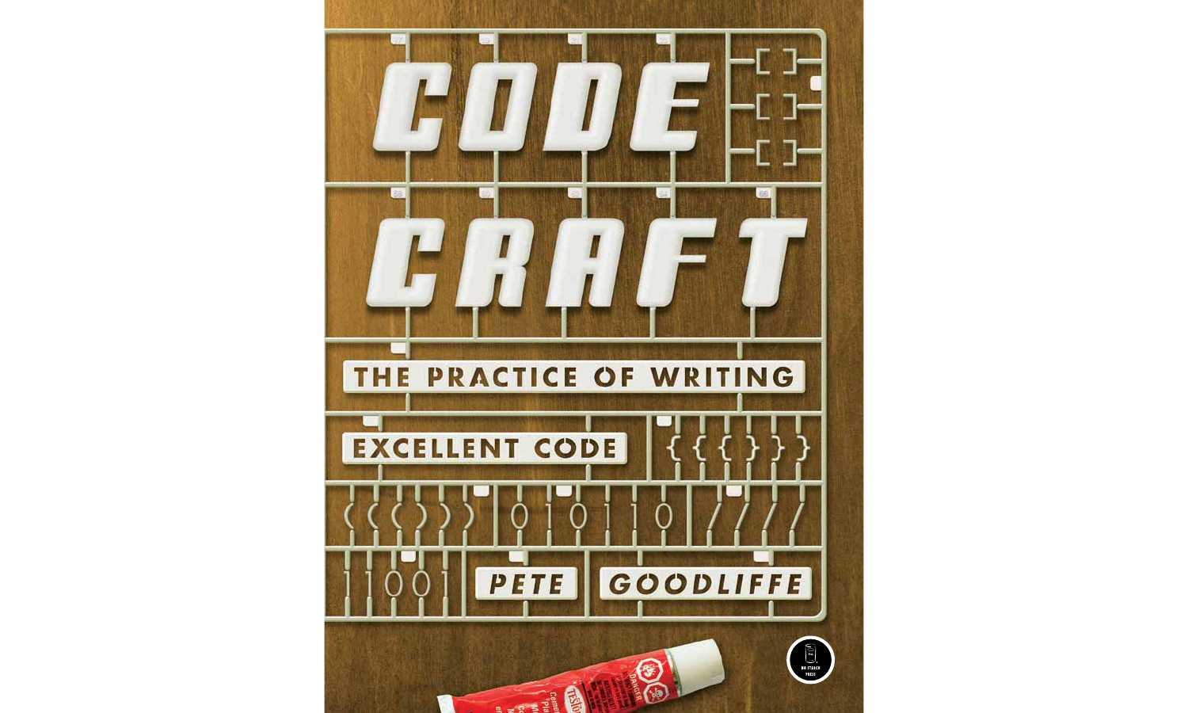# CODE CRAFT

## THE PRACTICE OF WRITING EXCELLENT CODE

PETE GOODLIFFE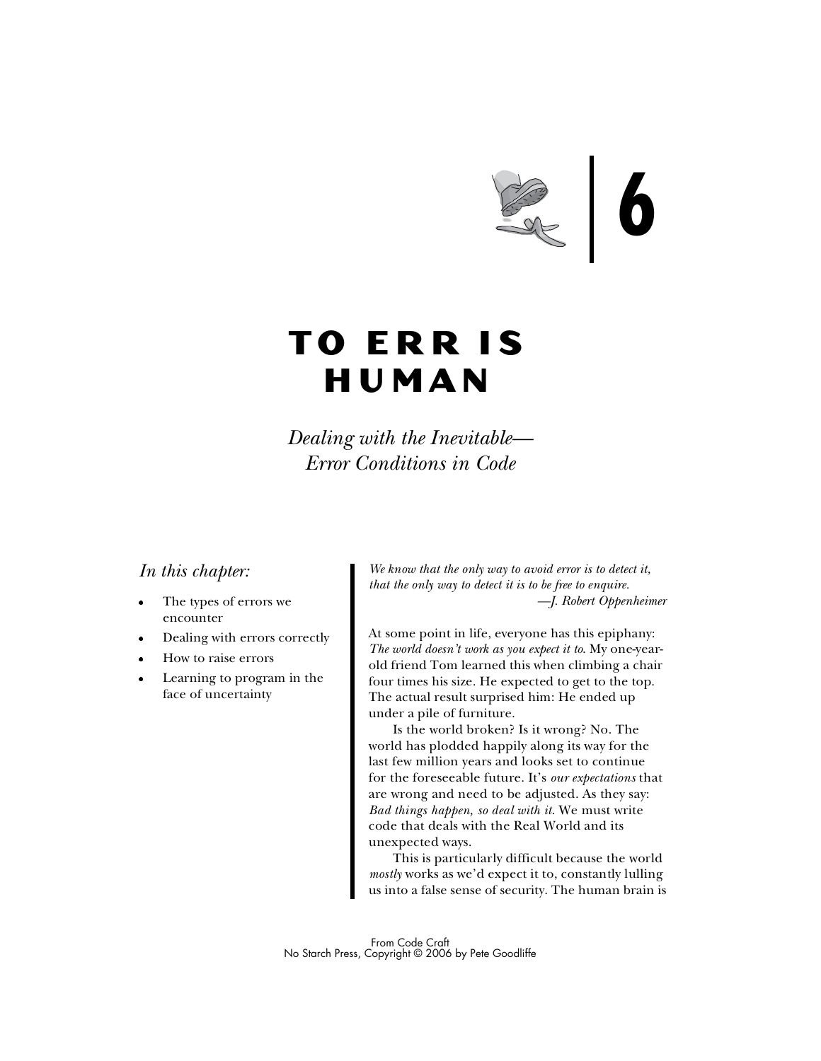# 6

# TO ERR IS HUMAN

*Dealing with the Inevitable—Error Conditions in Code*

*In this chapter:*

- The types of errors we encounter
- Dealing with errors correctly
- How to raise errors
- Learning to program in the face of uncertainty

*We know that the only way to avoid error is to detect it, that the only way to detect it is to be free to enquire.*
*—J. Robert Oppenheimer*

At some point in life, everyone has this epiphany: *The world doesn't work as you expect it to*. My one-year-old friend Tom learned this when climbing a chair four times his size. He expected to get to the top. The actual result surprised him: He ended up under a pile of furniture.

Is the world broken? Is it wrong? No. The world has plodded happily along its way for the last few million years and looks set to continue for the foreseeable future. It's *our expectations* that are wrong and need to be adjusted. As they say: *Bad things happen, so deal with it*. We must write code that deals with the Real World and its unexpected ways.

This is particularly difficult because the world *mostly* works as we'd expect it to, constantly lulling us into a false sense of security. The human brain is

From Code Craft
No Starch Press, Copyright © 2006 by Pete Goodliffe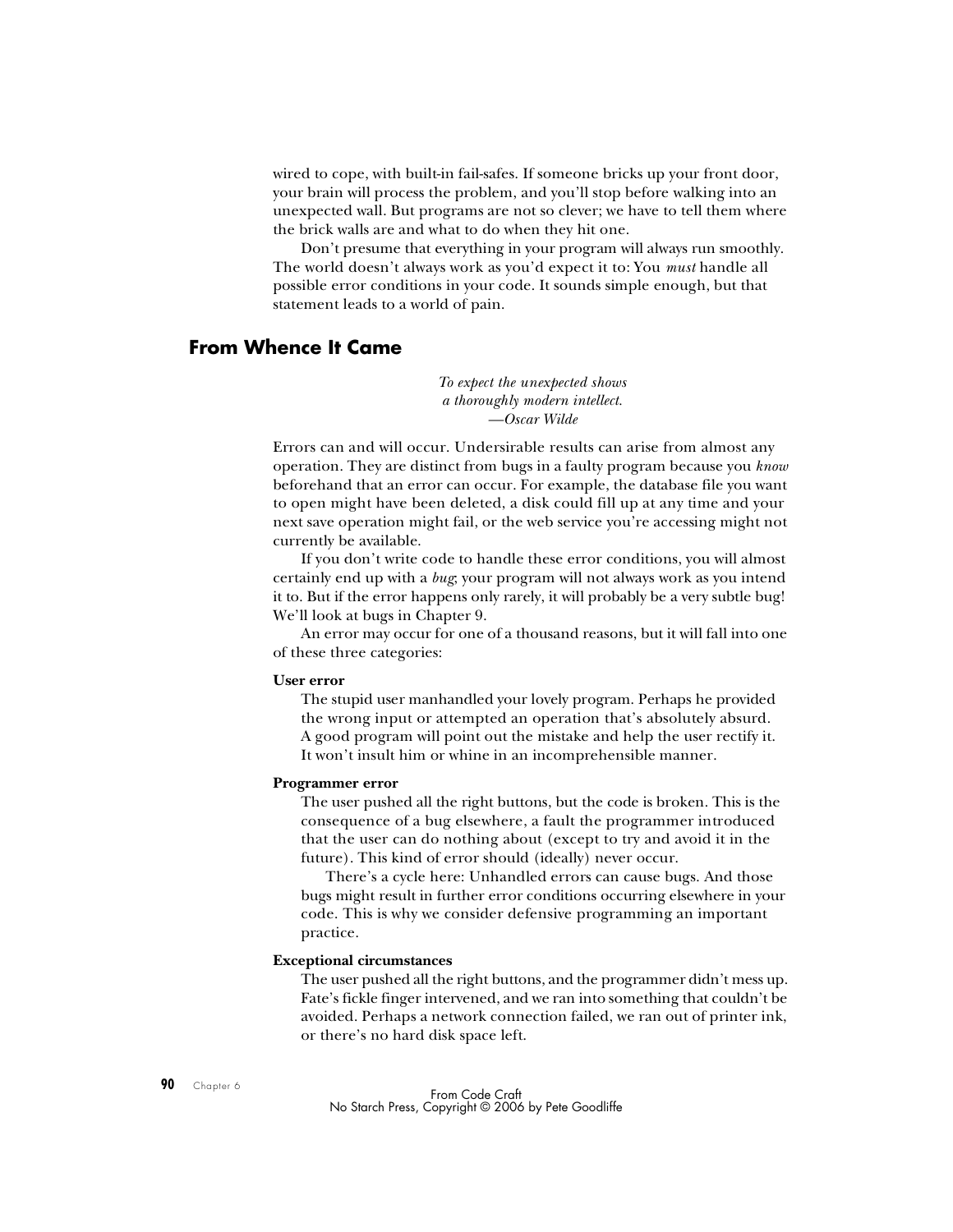wired to cope, with built-in fail-safes. If someone bricks up your front door, your brain will process the problem, and you'll stop before walking into an unexpected wall. But programs are not so clever; we have to tell them where the brick walls are and what to do when they hit one.

Don't presume that everything in your program will always run smoothly. The world doesn't always work as you'd expect it to: You *must* handle all possible error conditions in your code. It sounds simple enough, but that statement leads to a world of pain.

## From Whence It Came

> *To expect the unexpected shows*
> *a thoroughly modern intellect.*
> *—Oscar Wilde*

Errors can and will occur. Undersirable results can arise from almost any operation. They are distinct from bugs in a faulty program because you *know* beforehand that an error can occur. For example, the database file you want to open might have been deleted, a disk could fill up at any time and your next save operation might fail, or the web service you're accessing might not currently be available.

If you don't write code to handle these error conditions, you will almost certainly end up with a *bug*; your program will not always work as you intend it to. But if the error happens only rarely, it will probably be a very subtle bug! We'll look at bugs in Chapter 9.

An error may occur for one of a thousand reasons, but it will fall into one of these three categories:

**User error**

The stupid user manhandled your lovely program. Perhaps he provided the wrong input or attempted an operation that's absolutely absurd. A good program will point out the mistake and help the user rectify it. It won't insult him or whine in an incomprehensible manner.

**Programmer error**

The user pushed all the right buttons, but the code is broken. This is the consequence of a bug elsewhere, a fault the programmer introduced that the user can do nothing about (except to try and avoid it in the future). This kind of error should (ideally) never occur.

There's a cycle here: Unhandled errors can cause bugs. And those bugs might result in further error conditions occurring elsewhere in your code. This is why we consider defensive programming an important practice.

**Exceptional circumstances**

The user pushed all the right buttons, and the programmer didn't mess up. Fate's fickle finger intervened, and we ran into something that couldn't be avoided. Perhaps a network connection failed, we ran out of printer ink, or there's no hard disk space left.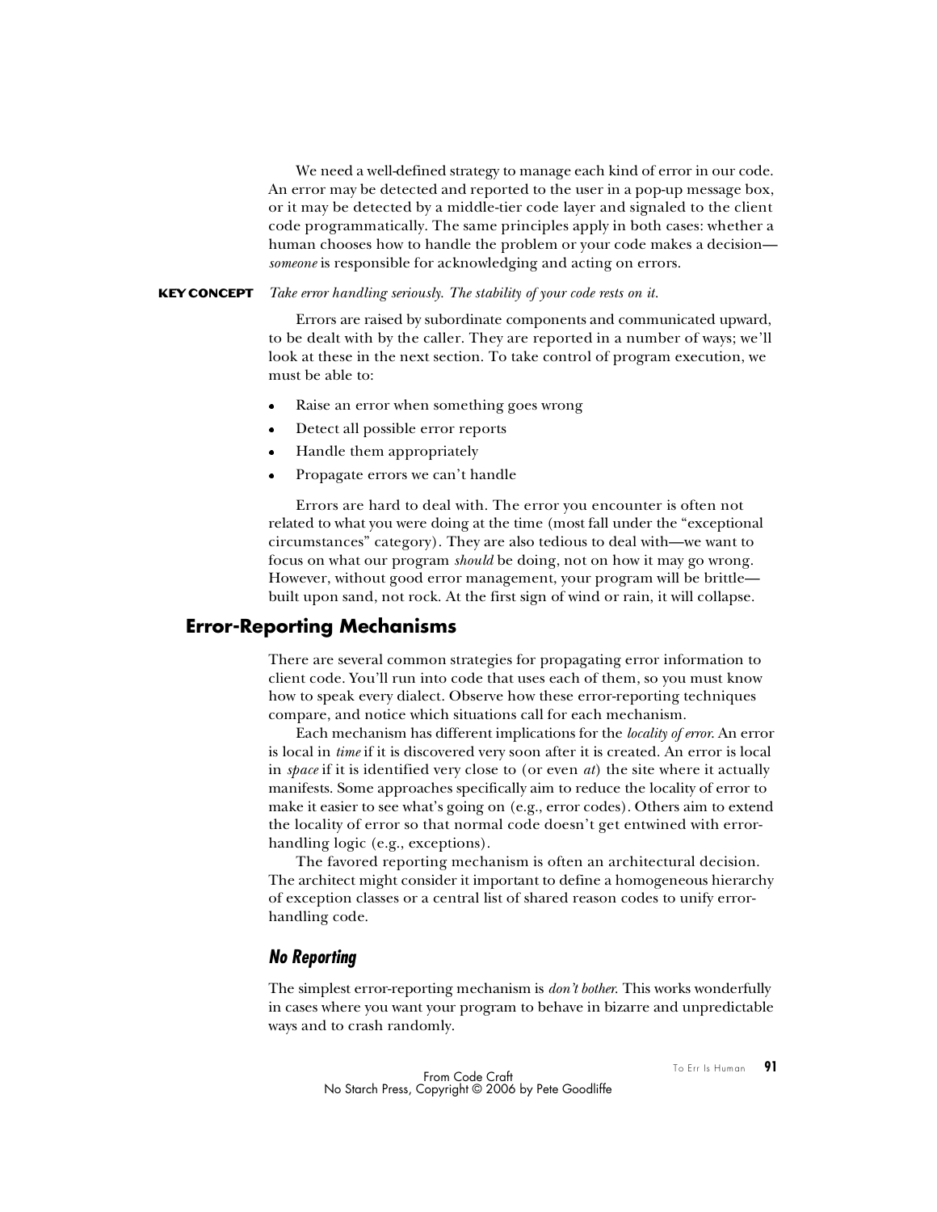We need a well-defined strategy to manage each kind of error in our code. An error may be detected and reported to the user in a pop-up message box, or it may be detected by a middle-tier code layer and signaled to the client code programmatically. The same principles apply in both cases: whether a human chooses how to handle the problem or your code makes a decision—*someone* is responsible for acknowledging and acting on errors.

**KEY CONCEPT** *Take error handling seriously. The stability of your code rests on it.*

Errors are raised by subordinate components and communicated upward, to be dealt with by the caller. They are reported in a number of ways; we'll look at these in the next section. To take control of program execution, we must be able to:

- Raise an error when something goes wrong
- Detect all possible error reports
- Handle them appropriately
- Propagate errors we can't handle

Errors are hard to deal with. The error you encounter is often not related to what you were doing at the time (most fall under the "exceptional circumstances" category). They are also tedious to deal with—we want to focus on what our program *should* be doing, not on how it may go wrong. However, without good error management, your program will be brittle—built upon sand, not rock. At the first sign of wind or rain, it will collapse.

## Error-Reporting Mechanisms

There are several common strategies for propagating error information to client code. You'll run into code that uses each of them, so you must know how to speak every dialect. Observe how these error-reporting techniques compare, and notice which situations call for each mechanism.

Each mechanism has different implications for the *locality of error*. An error is local in *time* if it is discovered very soon after it is created. An error is local in *space* if it is identified very close to (or even *at*) the site where it actually manifests. Some approaches specifically aim to reduce the locality of error to make it easier to see what's going on (e.g., error codes). Others aim to extend the locality of error so that normal code doesn't get entwined with error-handling logic (e.g., exceptions).

The favored reporting mechanism is often an architectural decision. The architect might consider it important to define a homogeneous hierarchy of exception classes or a central list of shared reason codes to unify error-handling code.

### *No Reporting*

The simplest error-reporting mechanism is *don't bother.* This works wonderfully in cases where you want your program to behave in bizarre and unpredictable ways and to crash randomly.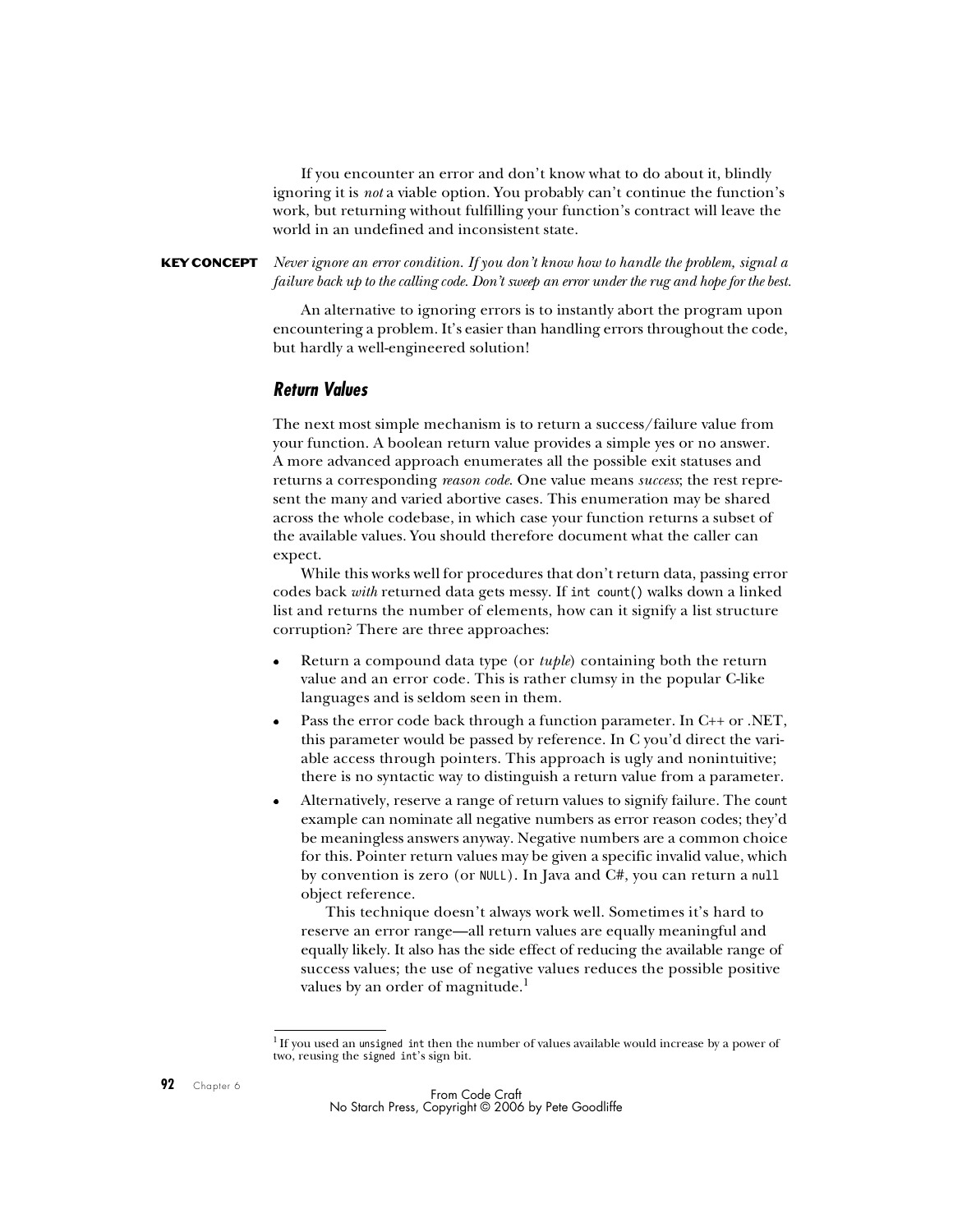If you encounter an error and don't know what to do about it, blindly ignoring it is *not* a viable option. You probably can't continue the function's work, but returning without fulfilling your function's contract will leave the world in an undefined and inconsistent state.

**KEY CONCEPT** *Never ignore an error condition. If you don't know how to handle the problem, signal a failure back up to the calling code. Don't sweep an error under the rug and hope for the best.*

An alternative to ignoring errors is to instantly abort the program upon encountering a problem. It's easier than handling errors throughout the code, but hardly a well-engineered solution!

### *Return Values*

The next most simple mechanism is to return a success/failure value from your function. A boolean return value provides a simple yes or no answer. A more advanced approach enumerates all the possible exit statuses and returns a corresponding *reason code*. One value means *success*; the rest represent the many and varied abortive cases. This enumeration may be shared across the whole codebase, in which case your function returns a subset of the available values. You should therefore document what the caller can expect.

While this works well for procedures that don't return data, passing error codes back *with* returned data gets messy. If `int count()` walks down a linked list and returns the number of elements, how can it signify a list structure corruption? There are three approaches:

- Return a compound data type (or *tuple*) containing both the return value and an error code. This is rather clumsy in the popular C-like languages and is seldom seen in them.
- Pass the error code back through a function parameter. In C++ or .NET, this parameter would be passed by reference. In C you'd direct the variable access through pointers. This approach is ugly and nonintuitive; there is no syntactic way to distinguish a return value from a parameter.
- Alternatively, reserve a range of return values to signify failure. The `count` example can nominate all negative numbers as error reason codes; they'd be meaningless answers anyway. Negative numbers are a common choice for this. Pointer return values may be given a specific invalid value, which by convention is zero (or `NULL`). In Java and C#, you can return a `null` object reference.

  This technique doesn't always work well. Sometimes it's hard to reserve an error range—all return values are equally meaningful and equally likely. It also has the side effect of reducing the available range of success values; the use of negative values reduces the possible positive values by an order of magnitude.[1]

---

[1] If you used an `unsigned int` then the number of values available would increase by a power of two, reusing the `signed int`'s sign bit.

From Code Craft
No Starch Press, Copyright © 2006 by Pete Goodliffe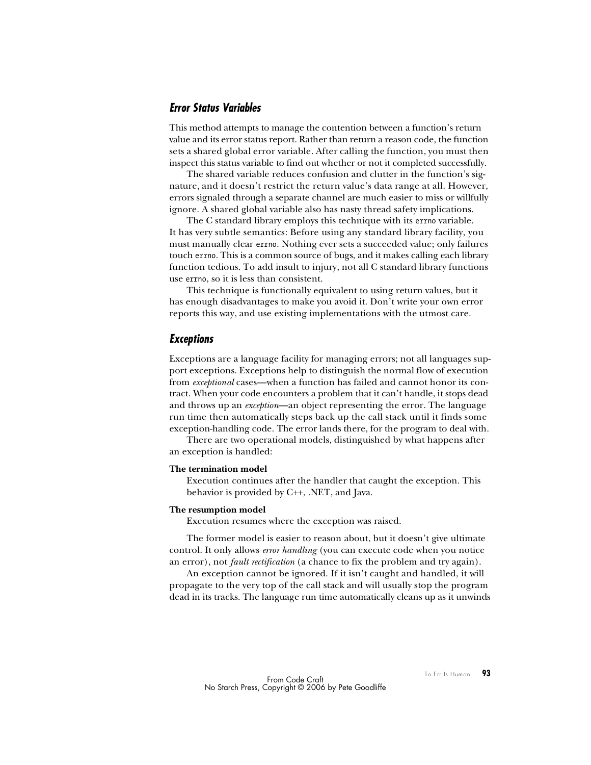### *Error Status Variables*

This method attempts to manage the contention between a function's return value and its error status report. Rather than return a reason code, the function sets a shared global error variable. After calling the function, you must then inspect this status variable to find out whether or not it completed successfully.

The shared variable reduces confusion and clutter in the function's signature, and it doesn't restrict the return value's data range at all. However, errors signaled through a separate channel are much easier to miss or willfully ignore. A shared global variable also has nasty thread safety implications.

The C standard library employs this technique with its `errno` variable. It has very subtle semantics: Before using any standard library facility, you must manually clear `errno`. Nothing ever sets a succeeded value; only failures touch `errno`. This is a common source of bugs, and it makes calling each library function tedious. To add insult to injury, not all C standard library functions use `errno`, so it is less than consistent.

This technique is functionally equivalent to using return values, but it has enough disadvantages to make you avoid it. Don't write your own error reports this way, and use existing implementations with the utmost care.

### *Exceptions*

Exceptions are a language facility for managing errors; not all languages support exceptions. Exceptions help to distinguish the normal flow of execution from *exceptional* cases—when a function has failed and cannot honor its contract. When your code encounters a problem that it can't handle, it stops dead and throws up an *exception*—an object representing the error. The language run time then automatically steps back up the call stack until it finds some exception-handling code. The error lands there, for the program to deal with.

There are two operational models, distinguished by what happens after an exception is handled:

**The termination model**

Execution continues after the handler that caught the exception. This behavior is provided by C++, .NET, and Java.

**The resumption model**

Execution resumes where the exception was raised.

The former model is easier to reason about, but it doesn't give ultimate control. It only allows *error handling* (you can execute code when you notice an error), not *fault rectification* (a chance to fix the problem and try again).

An exception cannot be ignored. If it isn't caught and handled, it will propagate to the very top of the call stack and will usually stop the program dead in its tracks. The language run time automatically cleans up as it unwinds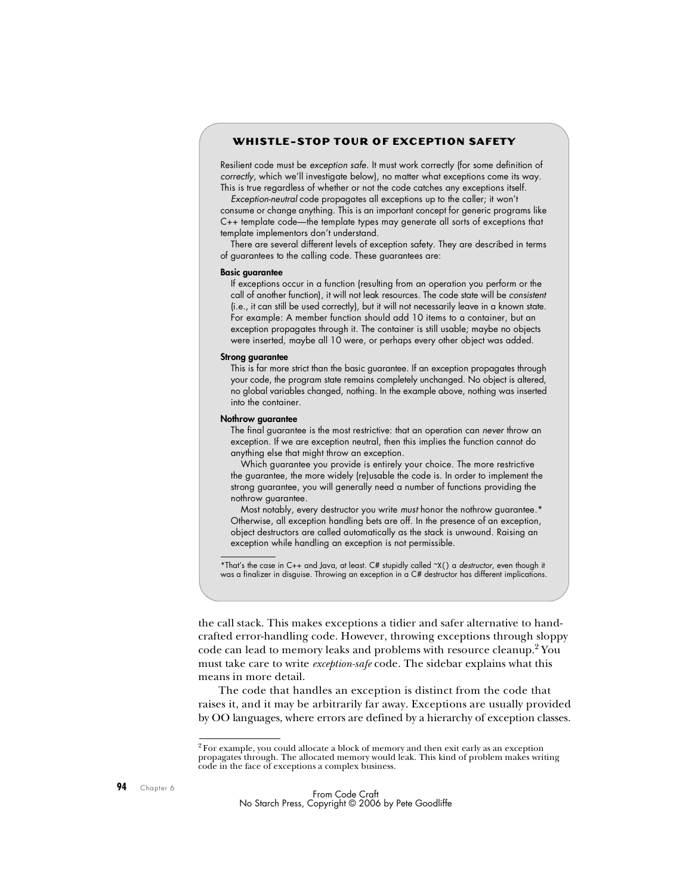## WHISTLE-STOP TOUR OF EXCEPTION SAFETY

Resilient code must be *exception safe*. It must work correctly (for some definition of *correctly*, which we'll investigate below), no matter what exceptions come its way. This is true regardless of whether or not the code catches any exceptions itself.

*Exception-neutral* code propagates all exceptions up to the caller; it won't consume or change anything. This is an important concept for generic programs like C++ template code—the template types may generate all sorts of exceptions that template implementors don't understand.

There are several different levels of exception safety. They are described in terms of guarantees to the calling code. These guarantees are:

**Basic guarantee**

If exceptions occur in a function (resulting from an operation you perform or the call of another function), it will not leak resources. The code state will be *consistent* (i.e., it can still be used correctly), but it will not necessarily leave in a known state. For example: A member function should add 10 items to a container, but an exception propagates through it. The container is still usable; maybe no objects were inserted, maybe all 10 were, or perhaps every other object was added.

**Strong guarantee**

This is far more strict than the basic guarantee. If an exception propagates through your code, the program state remains completely unchanged. No object is altered, no global variables changed, nothing. In the example above, nothing was inserted into the container.

**Nothrow guarantee**

The final guarantee is the most restrictive: that an operation can *never* throw an exception. If we are exception neutral, then this implies the function cannot do anything else that might throw an exception.

Which guarantee you provide is entirely your choice. The more restrictive the guarantee, the more widely (re)usable the code is. In order to implement the strong guarantee, you will generally need a number of functions providing the nothrow guarantee.

Most notably, every destructor you write *must* honor the nothrow guarantee.* Otherwise, all exception handling bets are off. In the presence of an exception, object destructors are called automatically as the stack is unwound. Raising an exception while handling an exception is not permissible.

*That's the case in C++ and Java, at least. C# stupidly called `~X()` a *destructor*, even though it was a finalizer in disguise. Throwing an exception in a C# destructor has different implications.

the call stack. This makes exceptions a tidier and safer alternative to hand-crafted error-handling code. However, throwing exceptions through sloppy code can lead to memory leaks and problems with resource cleanup.[2] You must take care to write *exception-safe* code. The sidebar explains what this means in more detail.

The code that handles an exception is distinct from the code that raises it, and it may be arbitrarily far away. Exceptions are usually provided by OO languages, where errors are defined by a hierarchy of exception classes.

[2] For example, you could allocate a block of memory and then exit early as an exception propagates through. The allocated memory would leak. This kind of problem makes writing code in the face of exceptions a complex business.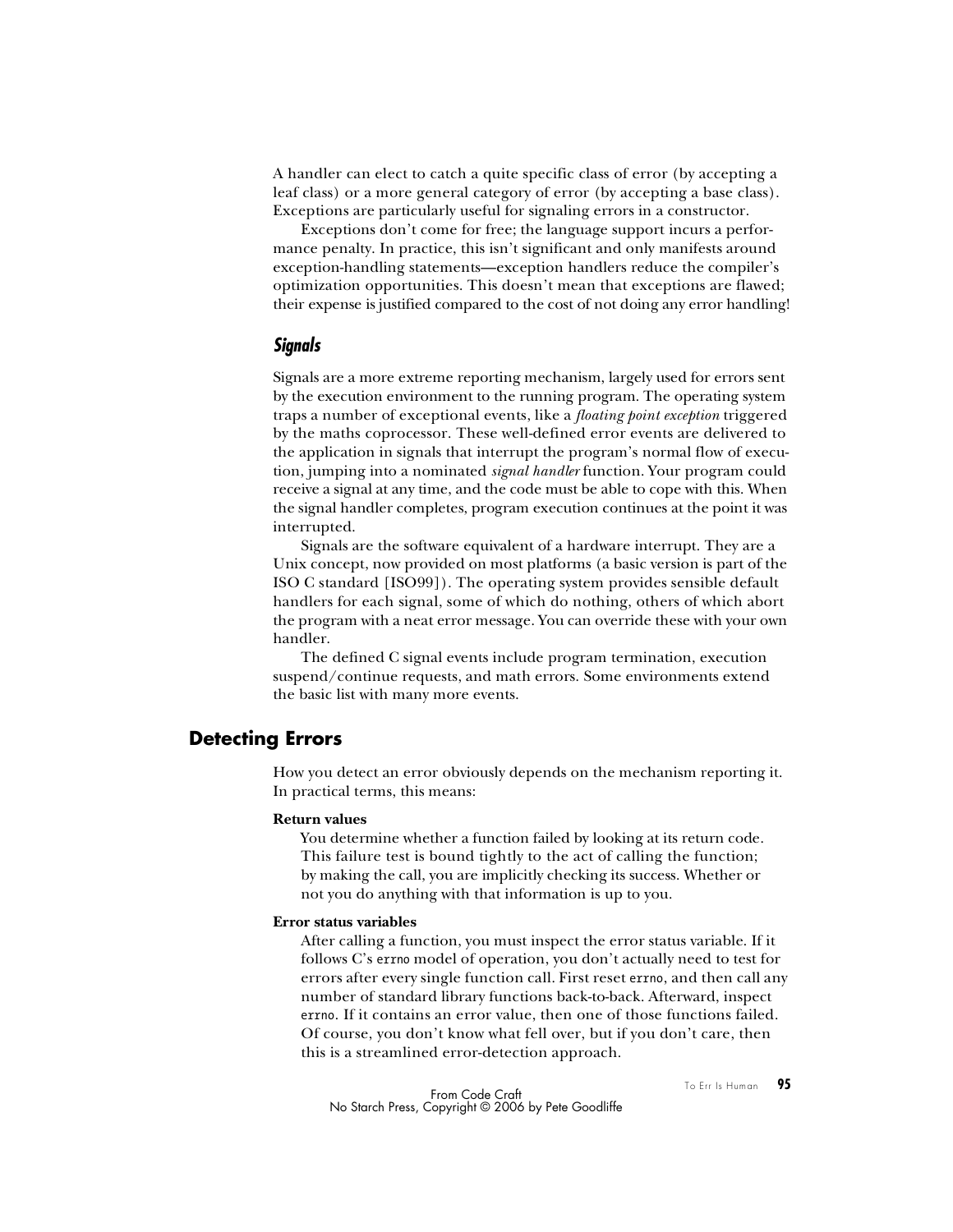A handler can elect to catch a quite specific class of error (by accepting a leaf class) or a more general category of error (by accepting a base class). Exceptions are particularly useful for signaling errors in a constructor.

Exceptions don't come for free; the language support incurs a performance penalty. In practice, this isn't significant and only manifests around exception-handling statements—exception handlers reduce the compiler's optimization opportunities. This doesn't mean that exceptions are flawed; their expense is justified compared to the cost of not doing any error handling!

### *Signals*

Signals are a more extreme reporting mechanism, largely used for errors sent by the execution environment to the running program. The operating system traps a number of exceptional events, like a *floating point exception* triggered by the maths coprocessor. These well-defined error events are delivered to the application in signals that interrupt the program's normal flow of execution, jumping into a nominated *signal handler* function. Your program could receive a signal at any time, and the code must be able to cope with this. When the signal handler completes, program execution continues at the point it was interrupted.

Signals are the software equivalent of a hardware interrupt. They are a Unix concept, now provided on most platforms (a basic version is part of the ISO C standard [ISO99]). The operating system provides sensible default handlers for each signal, some of which do nothing, others of which abort the program with a neat error message. You can override these with your own handler.

The defined C signal events include program termination, execution suspend/continue requests, and math errors. Some environments extend the basic list with many more events.

## Detecting Errors

How you detect an error obviously depends on the mechanism reporting it. In practical terms, this means:

**Return values**
You determine whether a function failed by looking at its return code. This failure test is bound tightly to the act of calling the function; by making the call, you are implicitly checking its success. Whether or not you do anything with that information is up to you.

**Error status variables**
After calling a function, you must inspect the error status variable. If it follows C's `errno` model of operation, you don't actually need to test for errors after every single function call. First reset `errno`, and then call any number of standard library functions back-to-back. Afterward, inspect `errno`. If it contains an error value, then one of those functions failed. Of course, you don't know what fell over, but if you don't care, then this is a streamlined error-detection approach.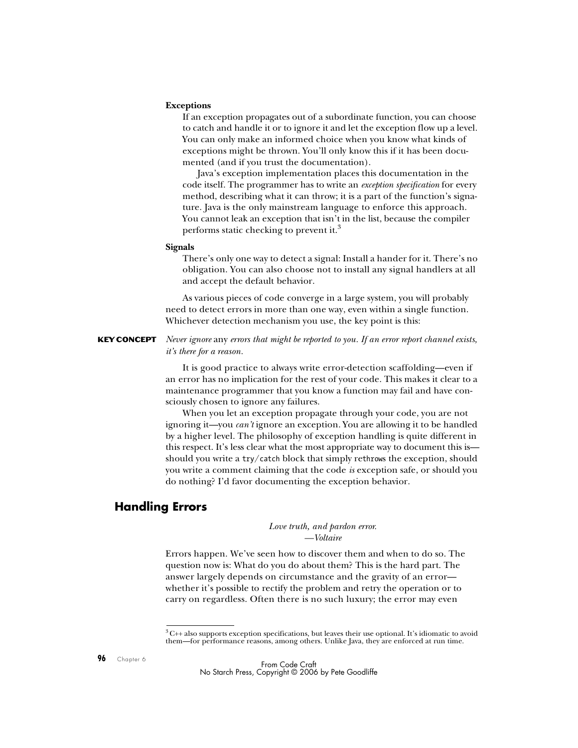**Exceptions**

If an exception propagates out of a subordinate function, you can choose to catch and handle it or to ignore it and let the exception flow up a level. You can only make an informed choice when you know what kinds of exceptions might be thrown. You'll only know this if it has been documented (and if you trust the documentation).

Java's exception implementation places this documentation in the code itself. The programmer has to write an *exception specification* for every method, describing what it can throw; it is a part of the function's signature. Java is the only mainstream language to enforce this approach. You cannot leak an exception that isn't in the list, because the compiler performs static checking to prevent it.[3]

**Signals**

There's only one way to detect a signal: Install a hander for it. There's no obligation. You can also choose not to install any signal handlers at all and accept the default behavior.

As various pieces of code converge in a large system, you will probably need to detect errors in more than one way, even within a single function. Whichever detection mechanism you use, the key point is this:

**KEY CONCEPT** *Never ignore* any *errors that might be reported to you. If an error report channel exists, it's there for a reason.*

It is good practice to always write error-detection scaffolding—even if an error has no implication for the rest of your code. This makes it clear to a maintenance programmer that you know a function may fail and have consciously chosen to ignore any failures.

When you let an exception propagate through your code, you are not ignoring it—you *can't* ignore an exception. You are allowing it to be handled by a higher level. The philosophy of exception handling is quite different in this respect. It's less clear what the most appropriate way to document this is—should you write a `try`/`catch` block that simply `rethrows` the exception, should you write a comment claiming that the code *is* exception safe, or should you do nothing? I'd favor documenting the exception behavior.

## Handling Errors

*Love truth, and pardon error.*
*—Voltaire*

Errors happen. We've seen how to discover them and when to do so. The question now is: What do you do about them? This is the hard part. The answer largely depends on circumstance and the gravity of an error—whether it's possible to rectify the problem and retry the operation or to carry on regardless. Often there is no such luxury; the error may even

---

[3] C++ also supports exception specifications, but leaves their use optional. It's idiomatic to avoid them—for performance reasons, among others. Unlike Java, they are enforced at run time.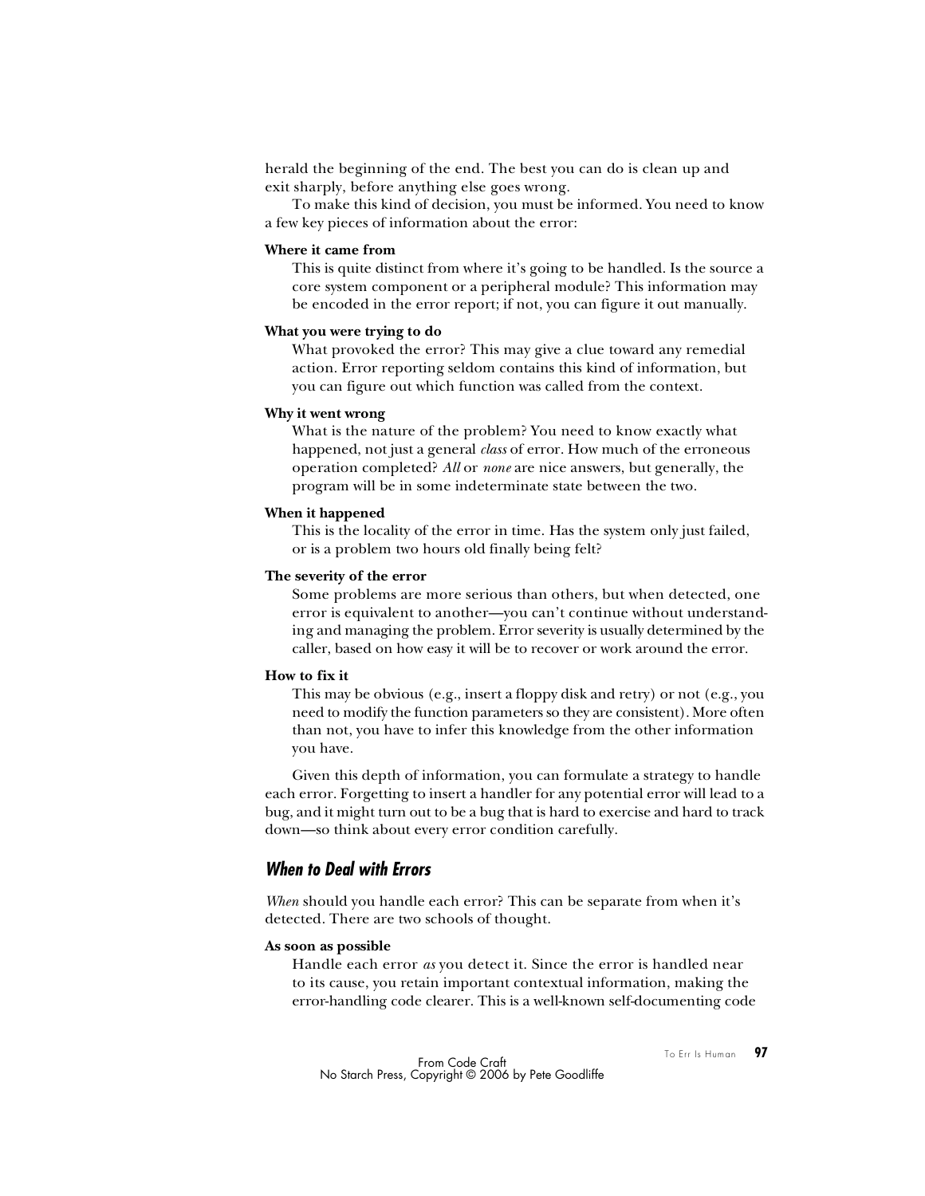herald the beginning of the end. The best you can do is clean up and exit sharply, before anything else goes wrong.

To make this kind of decision, you must be informed. You need to know a few key pieces of information about the error:

**Where it came from**
This is quite distinct from where it's going to be handled. Is the source a core system component or a peripheral module? This information may be encoded in the error report; if not, you can figure it out manually.

**What you were trying to do**
What provoked the error? This may give a clue toward any remedial action. Error reporting seldom contains this kind of information, but you can figure out which function was called from the context.

**Why it went wrong**
What is the nature of the problem? You need to know exactly what happened, not just a general *class* of error. How much of the erroneous operation completed? *All* or *none* are nice answers, but generally, the program will be in some indeterminate state between the two.

**When it happened**
This is the locality of the error in time. Has the system only just failed, or is a problem two hours old finally being felt?

**The severity of the error**
Some problems are more serious than others, but when detected, one error is equivalent to another—you can't continue without understanding and managing the problem. Error severity is usually determined by the caller, based on how easy it will be to recover or work around the error.

**How to fix it**
This may be obvious (e.g., insert a floppy disk and retry) or not (e.g., you need to modify the function parameters so they are consistent). More often than not, you have to infer this knowledge from the other information you have.

Given this depth of information, you can formulate a strategy to handle each error. Forgetting to insert a handler for any potential error will lead to a bug, and it might turn out to be a bug that is hard to exercise and hard to track down—so think about every error condition carefully.

### When to Deal with Errors

*When* should you handle each error? This can be separate from when it's detected. There are two schools of thought.

**As soon as possible**
Handle each error *as* you detect it. Since the error is handled near to its cause, you retain important contextual information, making the error-handling code clearer. This is a well-known self-documenting code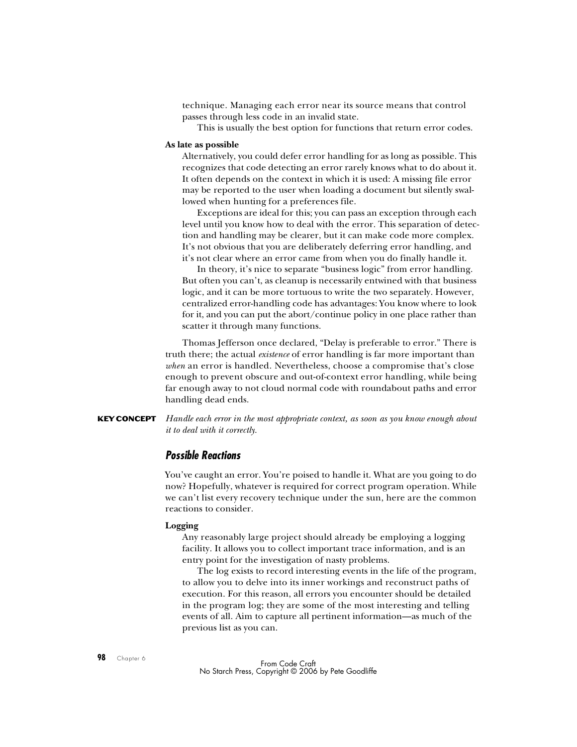technique. Managing each error near its source means that control passes through less code in an invalid state.

This is usually the best option for functions that return error codes.

**As late as possible**

Alternatively, you could defer error handling for as long as possible. This recognizes that code detecting an error rarely knows what to do about it. It often depends on the context in which it is used: A missing file error may be reported to the user when loading a document but silently swallowed when hunting for a preferences file.

Exceptions are ideal for this; you can pass an exception through each level until you know how to deal with the error. This separation of detection and handling may be clearer, but it can make code more complex. It's not obvious that you are deliberately deferring error handling, and it's not clear where an error came from when you do finally handle it.

In theory, it's nice to separate "business logic" from error handling. But often you can't, as cleanup is necessarily entwined with that business logic, and it can be more tortuous to write the two separately. However, centralized error-handling code has advantages: You know where to look for it, and you can put the abort/continue policy in one place rather than scatter it through many functions.

Thomas Jefferson once declared, "Delay is preferable to error." There is truth there; the actual *existence* of error handling is far more important than *when* an error is handled. Nevertheless, choose a compromise that's close enough to prevent obscure and out-of-context error handling, while being far enough away to not cloud normal code with roundabout paths and error handling dead ends.

**KEY CONCEPT** *Handle each error in the most appropriate context, as soon as you know enough about it to deal with it correctly.*

### Possible Reactions

You've caught an error. You're poised to handle it. What are you going to do now? Hopefully, whatever is required for correct program operation. While we can't list every recovery technique under the sun, here are the common reactions to consider.

**Logging**

Any reasonably large project should already be employing a logging facility. It allows you to collect important trace information, and is an entry point for the investigation of nasty problems.

The log exists to record interesting events in the life of the program, to allow you to delve into its inner workings and reconstruct paths of execution. For this reason, all errors you encounter should be detailed in the program log; they are some of the most interesting and telling events of all. Aim to capture all pertinent information—as much of the previous list as you can.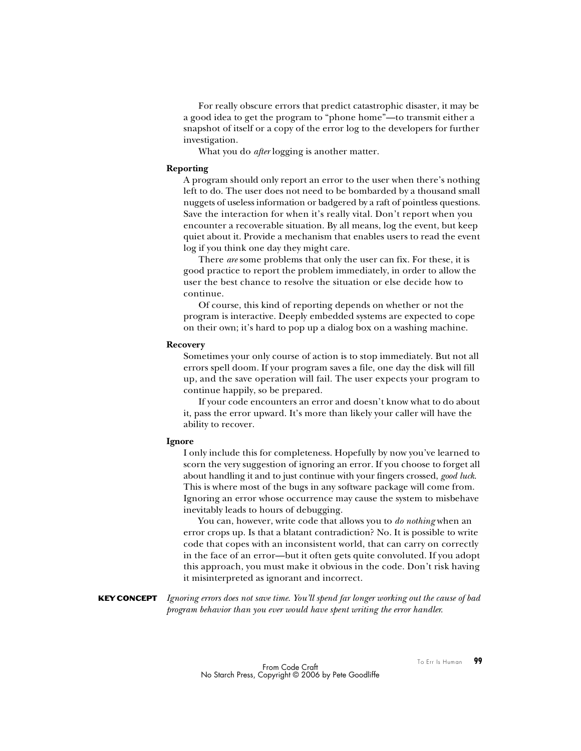For really obscure errors that predict catastrophic disaster, it may be a good idea to get the program to "phone home"—to transmit either a snapshot of itself or a copy of the error log to the developers for further investigation.

What you do *after* logging is another matter.

**Reporting**

A program should only report an error to the user when there's nothing left to do. The user does not need to be bombarded by a thousand small nuggets of useless information or badgered by a raft of pointless questions. Save the interaction for when it's really vital. Don't report when you encounter a recoverable situation. By all means, log the event, but keep quiet about it. Provide a mechanism that enables users to read the event log if you think one day they might care.

There *are* some problems that only the user can fix. For these, it is good practice to report the problem immediately, in order to allow the user the best chance to resolve the situation or else decide how to continue.

Of course, this kind of reporting depends on whether or not the program is interactive. Deeply embedded systems are expected to cope on their own; it's hard to pop up a dialog box on a washing machine.

**Recovery**

Sometimes your only course of action is to stop immediately. But not all errors spell doom. If your program saves a file, one day the disk will fill up, and the save operation will fail. The user expects your program to continue happily, so be prepared.

If your code encounters an error and doesn't know what to do about it, pass the error upward. It's more than likely your caller will have the ability to recover.

**Ignore**

I only include this for completeness. Hopefully by now you've learned to scorn the very suggestion of ignoring an error. If you choose to forget all about handling it and to just continue with your fingers crossed, *good luck*. This is where most of the bugs in any software package will come from. Ignoring an error whose occurrence may cause the system to misbehave inevitably leads to hours of debugging.

You can, however, write code that allows you to *do nothing* when an error crops up. Is that a blatant contradiction? No. It is possible to write code that copes with an inconsistent world, that can carry on correctly in the face of an error—but it often gets quite convoluted. If you adopt this approach, you must make it obvious in the code. Don't risk having it misinterpreted as ignorant and incorrect.

**KEY CONCEPT** *Ignoring errors does not save time. You'll spend far longer working out the cause of bad program behavior than you ever would have spent writing the error handler.*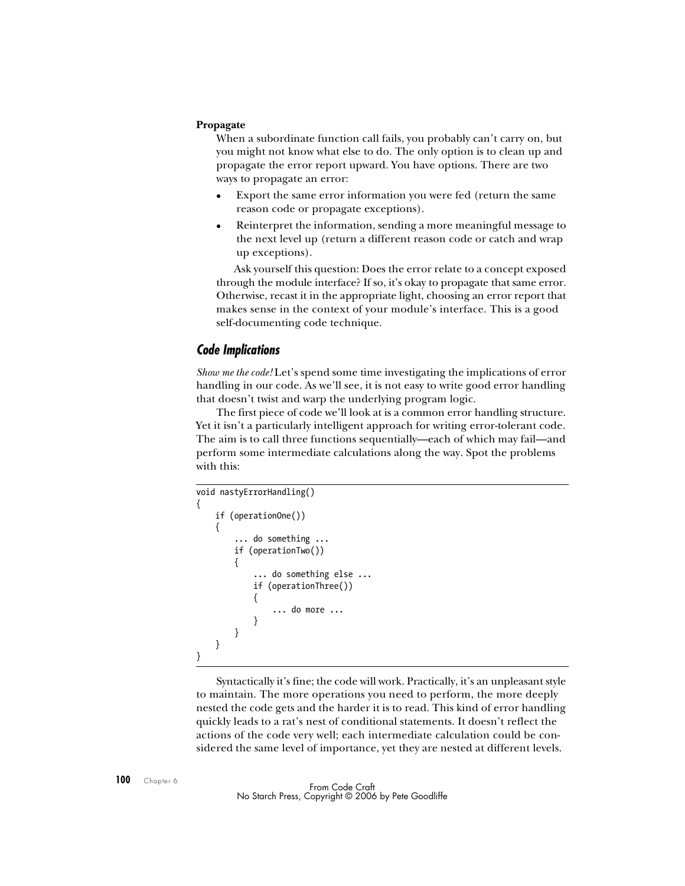**Propagate**

When a subordinate function call fails, you probably can't carry on, but you might not know what else to do. The only option is to clean up and propagate the error report upward. You have options. There are two ways to propagate an error:

- Export the same error information you were fed (return the same reason code or propagate exceptions).
- Reinterpret the information, sending a more meaningful message to the next level up (return a different reason code or catch and wrap up exceptions).

Ask yourself this question: Does the error relate to a concept exposed through the module interface? If so, it's okay to propagate that same error. Otherwise, recast it in the appropriate light, choosing an error report that makes sense in the context of your module's interface. This is a good self-documenting code technique.

## Code Implications

*Show me the code!* Let's spend some time investigating the implications of error handling in our code. As we'll see, it is not easy to write good error handling that doesn't twist and warp the underlying program logic.

The first piece of code we'll look at is a common error handling structure. Yet it isn't a particularly intelligent approach for writing error-tolerant code. The aim is to call three functions sequentially—each of which may fail—and perform some intermediate calculations along the way. Spot the problems with this:

```
void nastyErrorHandling()
{
    if (operationOne())
    {
        ... do something ...
        if (operationTwo())
        {
            ... do something else ...
            if (operationThree())
            {
                ... do more ...
            }
        }
    }
}
```

Syntactically it's fine; the code will work. Practically, it's an unpleasant style to maintain. The more operations you need to perform, the more deeply nested the code gets and the harder it is to read. This kind of error handling quickly leads to a rat's nest of conditional statements. It doesn't reflect the actions of the code very well; each intermediate calculation could be considered the same level of importance, yet they are nested at different levels.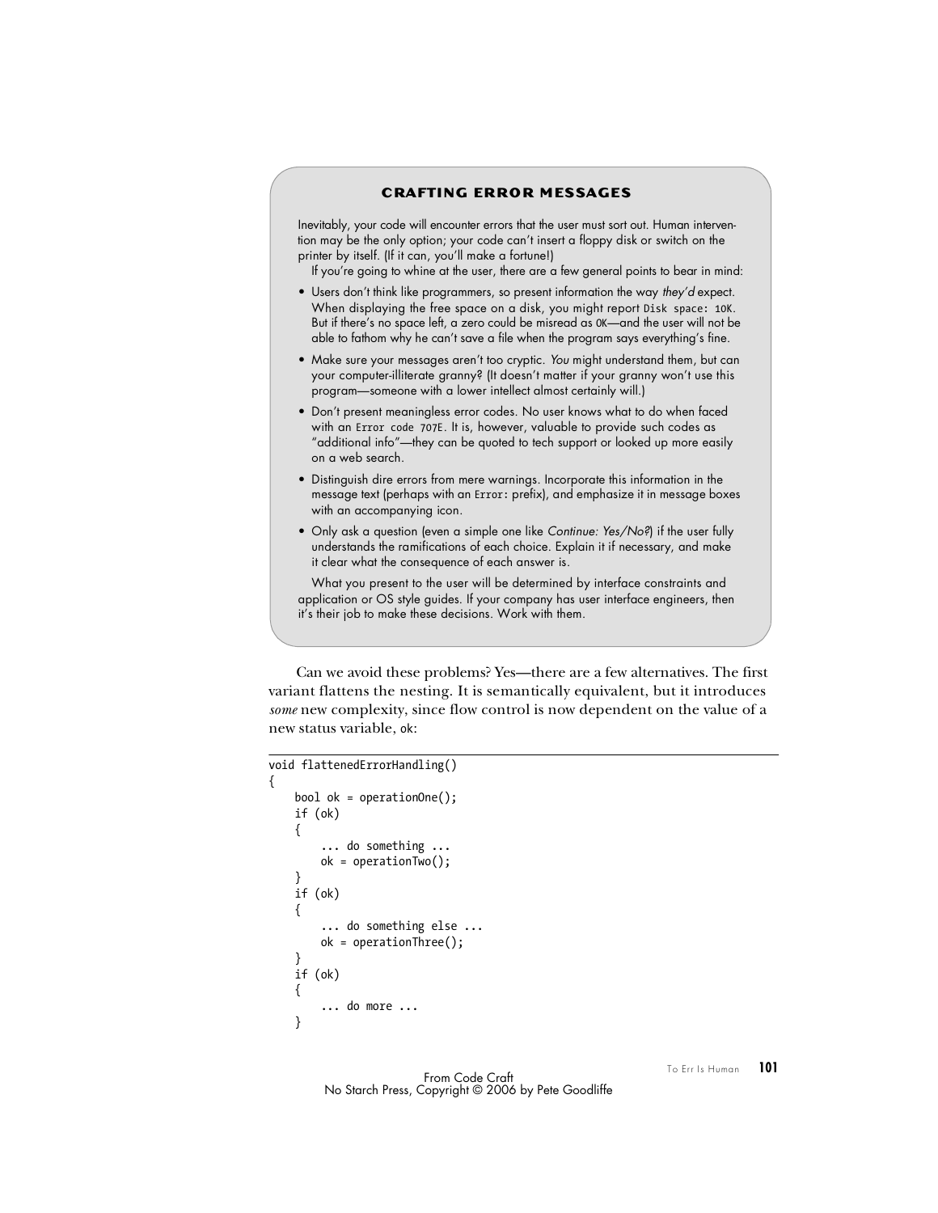### CRAFTING ERROR MESSAGES

Inevitably, your code will encounter errors that the user must sort out. Human intervention may be the only option; your code can't insert a floppy disk or switch on the printer by itself. (If it can, you'll make a fortune!)

If you're going to whine at the user, there are a few general points to bear in mind:

- Users don't think like programmers, so present information the way *they'd* expect. When displaying the free space on a disk, you might report `Disk space: 10K`. But if there's no space left, a zero could be misread as `OK`—and the user will not be able to fathom why he can't save a file when the program says everything's fine.
- Make sure your messages aren't too cryptic. *You* might understand them, but can your computer-illiterate granny? (It doesn't matter if your granny won't use this program—someone with a lower intellect almost certainly will.)
- Don't present meaningless error codes. No user knows what to do when faced with an `Error code 707E`. It is, however, valuable to provide such codes as "additional info"—they can be quoted to tech support or looked up more easily on a web search.
- Distinguish dire errors from mere warnings. Incorporate this information in the message text (perhaps with an `Error:` prefix), and emphasize it in message boxes with an accompanying icon.
- Only ask a question (even a simple one like *Continue: Yes/No?*) if the user fully understands the ramifications of each choice. Explain it if necessary, and make it clear what the consequence of each answer is.

What you present to the user will be determined by interface constraints and application or OS style guides. If your company has user interface engineers, then it's their job to make these decisions. Work with them.

Can we avoid these problems? Yes—there are a few alternatives. The first variant flattens the nesting. It is semantically equivalent, but it introduces *some* new complexity, since flow control is now dependent on the value of a new status variable, `ok`:

```
void flattenedErrorHandling()
{
    bool ok = operationOne();
    if (ok)
    {
        ... do something ...
        ok = operationTwo();
    }
    if (ok)
    {
        ... do something else ...
        ok = operationThree();
    }
    if (ok)
    {
        ... do more ...
    }
```

From Code Craft
No Starch Press, Copyright © 2006 by Pete Goodliffe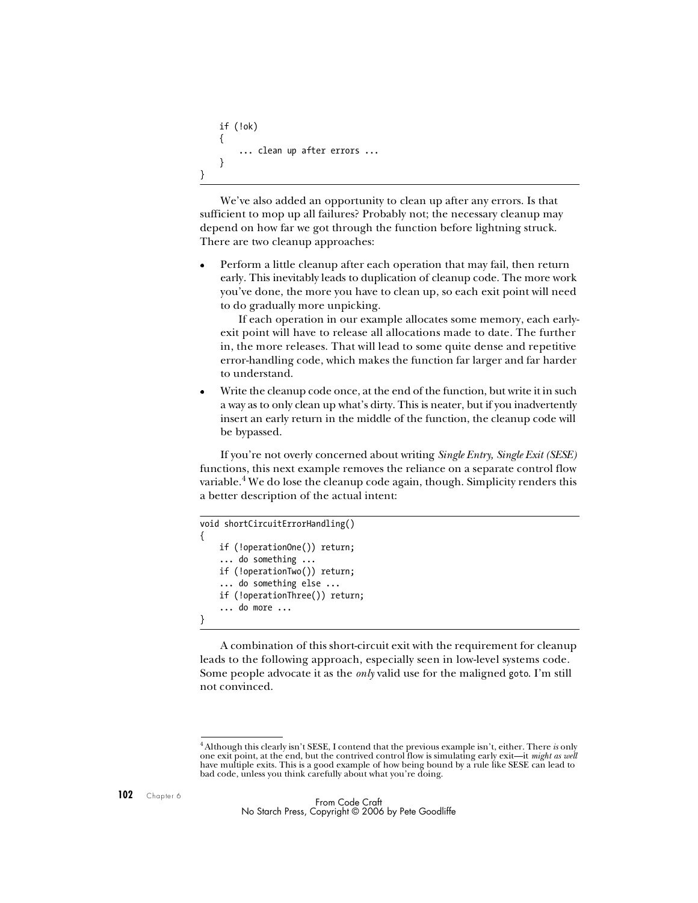```
    if (!ok)
    {
        ... clean up after errors ...
    }
}
```

We've also added an opportunity to clean up after any errors. Is that sufficient to mop up all failures? Probably not; the necessary cleanup may depend on how far we got through the function before lightning struck. There are two cleanup approaches:

- Perform a little cleanup after each operation that may fail, then return early. This inevitably leads to duplication of cleanup code. The more work you've done, the more you have to clean up, so each exit point will need to do gradually more unpicking.

  If each operation in our example allocates some memory, each early-exit point will have to release all allocations made to date. The further in, the more releases. That will lead to some quite dense and repetitive error-handling code, which makes the function far larger and far harder to understand.

- Write the cleanup code once, at the end of the function, but write it in such a way as to only clean up what's dirty. This is neater, but if you inadvertently insert an early return in the middle of the function, the cleanup code will be bypassed.

If you're not overly concerned about writing *Single Entry, Single Exit (SESE)* functions, this next example removes the reliance on a separate control flow variable.[4] We do lose the cleanup code again, though. Simplicity renders this a better description of the actual intent:

```
void shortCircuitErrorHandling()
{
    if (!operationOne()) return;
    ... do something ...
    if (!operationTwo()) return;
    ... do something else ...
    if (!operationThree()) return;
    ... do more ...
}
```

A combination of this short-circuit exit with the requirement for cleanup leads to the following approach, especially seen in low-level systems code. Some people advocate it as the *only* valid use for the maligned `goto`. I'm still not convinced.

[4] Although this clearly isn't SESE, I contend that the previous example isn't, either. There *is* only one exit point, at the end, but the contrived control flow is simulating early exit—it *might as well* have multiple exits. This is a good example of how being bound by a rule like SESE can lead to bad code, unless you think carefully about what you're doing.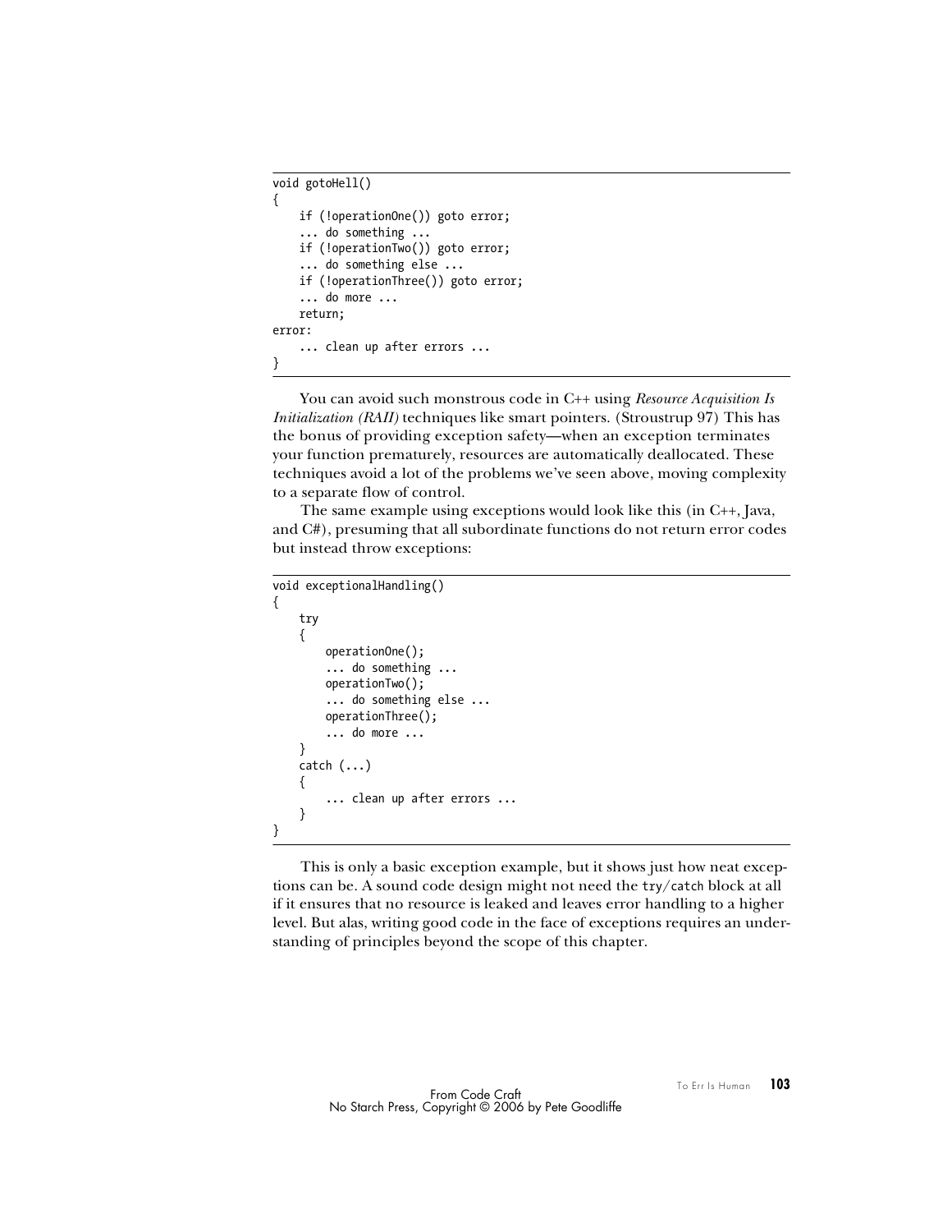```
void gotoHell()
{
    if (!operationOne()) goto error;
    ... do something ...
    if (!operationTwo()) goto error;
    ... do something else ...
    if (!operationThree()) goto error;
    ... do more ...
    return;
error:
    ... clean up after errors ...
}
```

You can avoid such monstrous code in C++ using *Resource Acquisition Is Initialization (RAII)* techniques like smart pointers. (Stroustrup 97) This has the bonus of providing exception safety—when an exception terminates your function prematurely, resources are automatically deallocated. These techniques avoid a lot of the problems we've seen above, moving complexity to a separate flow of control.

The same example using exceptions would look like this (in C++, Java, and C#), presuming that all subordinate functions do not return error codes but instead throw exceptions:

```
void exceptionalHandling()
{
    try
    {
        operationOne();
        ... do something ...
        operationTwo();
        ... do something else ...
        operationThree();
        ... do more ...
    }
    catch (...)
    {
        ... clean up after errors ...
    }
}
```

This is only a basic exception example, but it shows just how neat exceptions can be. A sound code design might not need the `try`/`catch` block at all if it ensures that no resource is leaked and leaves error handling to a higher level. But alas, writing good code in the face of exceptions requires an understanding of principles beyond the scope of this chapter.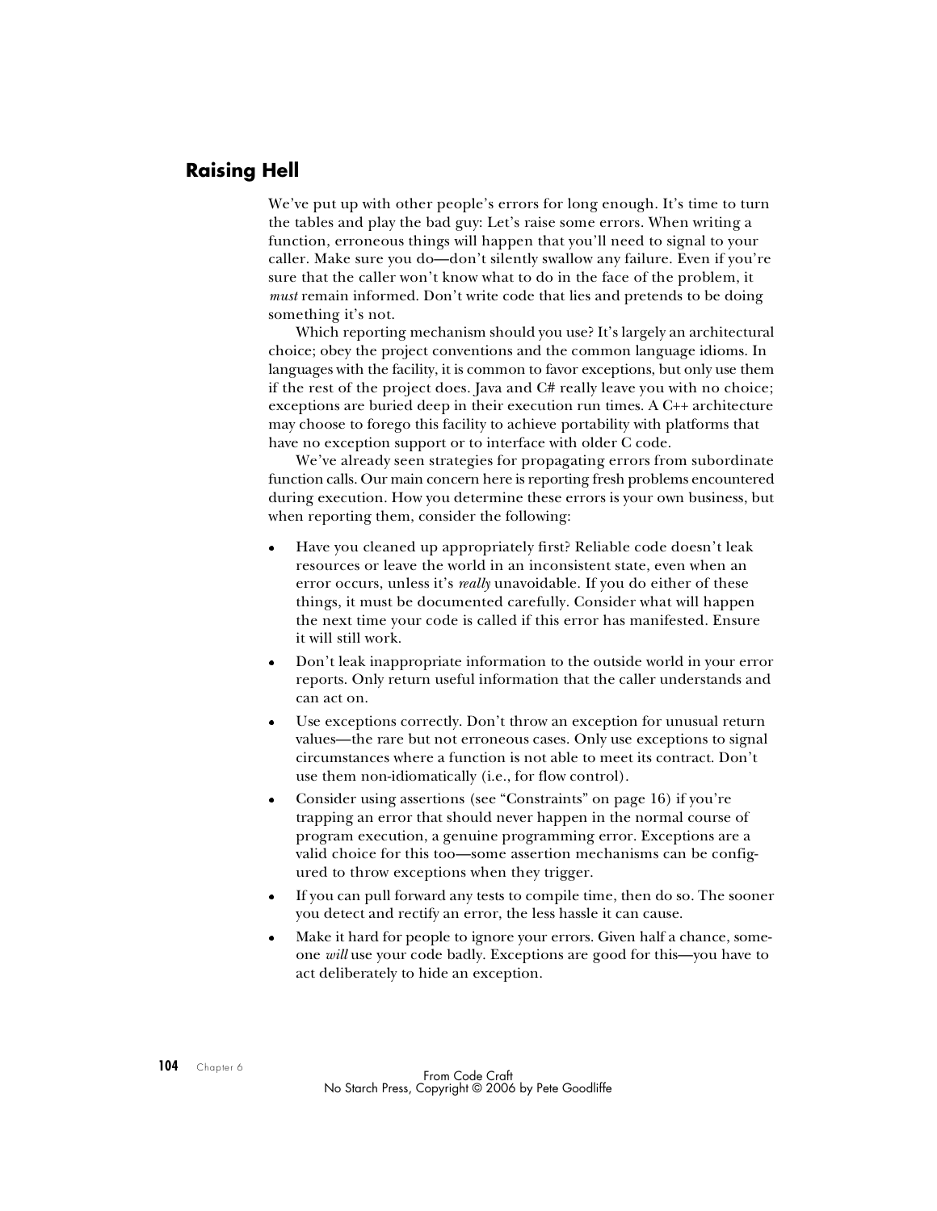## Raising Hell

We've put up with other people's errors for long enough. It's time to turn the tables and play the bad guy: Let's raise some errors. When writing a function, erroneous things will happen that you'll need to signal to your caller. Make sure you do—don't silently swallow any failure. Even if you're sure that the caller won't know what to do in the face of the problem, it *must* remain informed. Don't write code that lies and pretends to be doing something it's not.

Which reporting mechanism should you use? It's largely an architectural choice; obey the project conventions and the common language idioms. In languages with the facility, it is common to favor exceptions, but only use them if the rest of the project does. Java and C# really leave you with no choice; exceptions are buried deep in their execution run times. A C++ architecture may choose to forego this facility to achieve portability with platforms that have no exception support or to interface with older C code.

We've already seen strategies for propagating errors from subordinate function calls. Our main concern here is reporting fresh problems encountered during execution. How you determine these errors is your own business, but when reporting them, consider the following:

- Have you cleaned up appropriately first? Reliable code doesn't leak resources or leave the world in an inconsistent state, even when an error occurs, unless it's *really* unavoidable. If you do either of these things, it must be documented carefully. Consider what will happen the next time your code is called if this error has manifested. Ensure it will still work.
- Don't leak inappropriate information to the outside world in your error reports. Only return useful information that the caller understands and can act on.
- Use exceptions correctly. Don't throw an exception for unusual return values—the rare but not erroneous cases. Only use exceptions to signal circumstances where a function is not able to meet its contract. Don't use them non-idiomatically (i.e., for flow control).
- Consider using assertions (see "Constraints" on page 16) if you're trapping an error that should never happen in the normal course of program execution, a genuine programming error. Exceptions are a valid choice for this too—some assertion mechanisms can be configured to throw exceptions when they trigger.
- If you can pull forward any tests to compile time, then do so. The sooner you detect and rectify an error, the less hassle it can cause.
- Make it hard for people to ignore your errors. Given half a chance, someone *will* use your code badly. Exceptions are good for this—you have to act deliberately to hide an exception.

From Code Craft
No Starch Press, Copyright © 2006 by Pete Goodliffe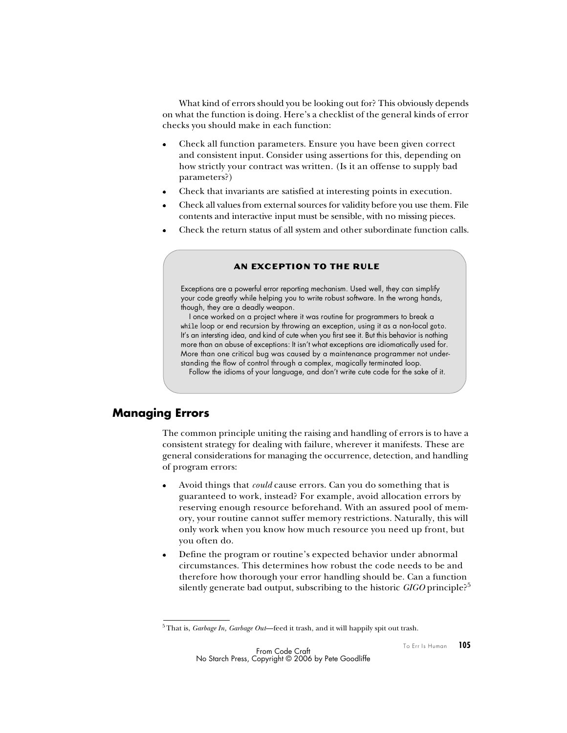What kind of errors should you be looking out for? This obviously depends on what the function is doing. Here's a checklist of the general kinds of error checks you should make in each function:

- Check all function parameters. Ensure you have been given correct and consistent input. Consider using assertions for this, depending on how strictly your contract was written. (Is it an offense to supply bad parameters?)
- Check that invariants are satisfied at interesting points in execution.
- Check all values from external sources for validity before you use them. File contents and interactive input must be sensible, with no missing pieces.
- Check the return status of all system and other subordinate function calls.

> **AN EXCEPTION TO THE RULE**
>
> Exceptions are a powerful error reporting mechanism. Used well, they can simplify your code greatly while helping you to write robust software. In the wrong hands, though, they are a deadly weapon.
>
> I once worked on a project where it was routine for programmers to break a `while` loop or end recursion by throwing an exception, using it as a non-local `goto`. It's an intersting idea, and kind of cute when you first see it. But this behavior is nothing more than an abuse of exceptions: It isn't what exceptions are idiomatically used for. More than one critical bug was caused by a maintenance programmer not understanding the flow of control through a complex, magically terminated loop.
>
> Follow the idioms of your language, and don't write cute code for the sake of it.

## Managing Errors

The common principle uniting the raising and handling of errors is to have a consistent strategy for dealing with failure, wherever it manifests. These are general considerations for managing the occurrence, detection, and handling of program errors:

- Avoid things that *could* cause errors. Can you do something that is guaranteed to work, instead? For example, avoid allocation errors by reserving enough resource beforehand. With an assured pool of memory, your routine cannot suffer memory restrictions. Naturally, this will only work when you know how much resource you need up front, but you often do.
- Define the program or routine's expected behavior under abnormal circumstances. This determines how robust the code needs to be and therefore how thorough your error handling should be. Can a function silently generate bad output, subscribing to the historic *GIGO* principle?[5]

[5] That is, *Garbage In, Garbage Out*—feed it trash, and it will happily spit out trash.

From Code Craft
No Starch Press, Copyright © 2006 by Pete Goodliffe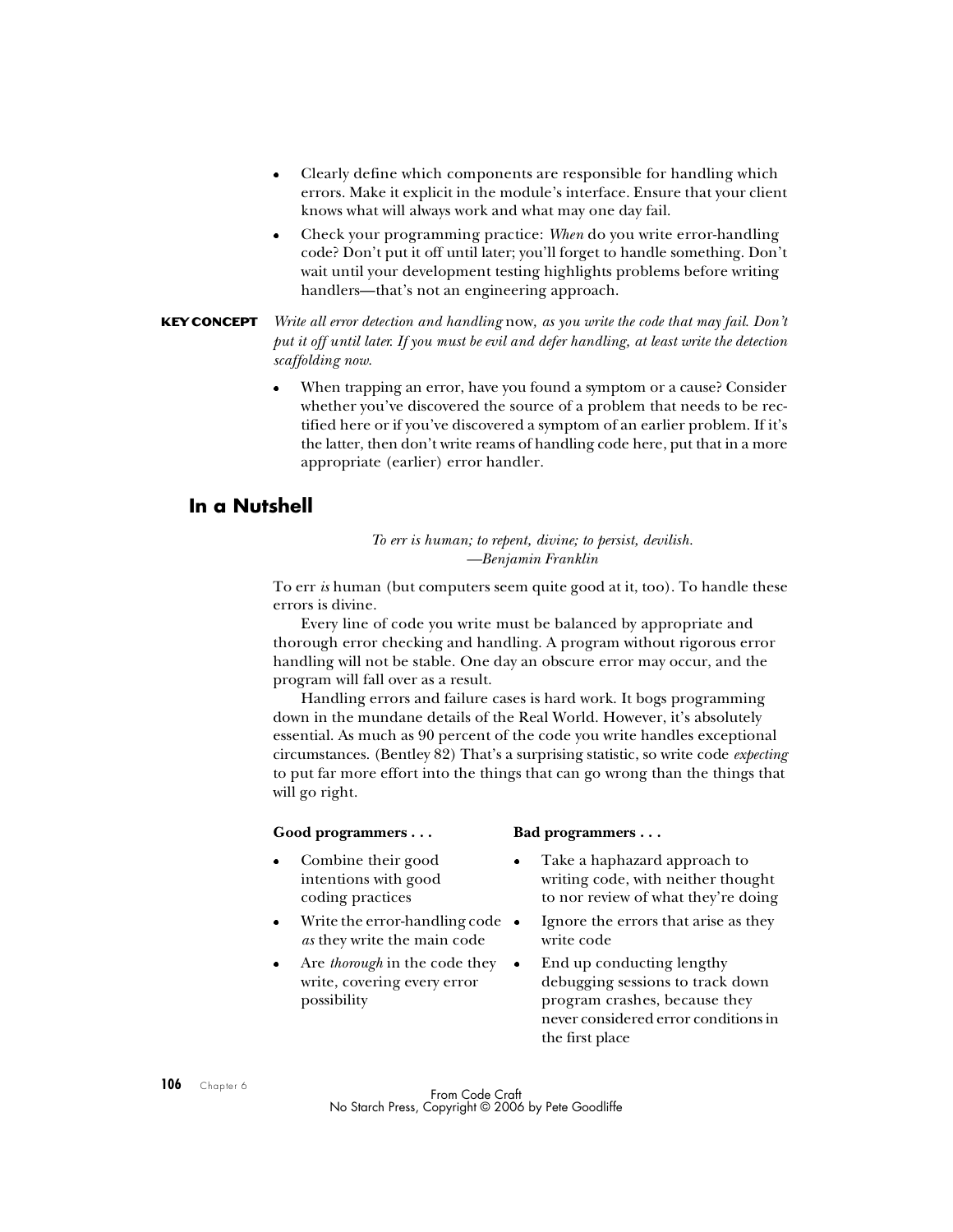- Clearly define which components are responsible for handling which errors. Make it explicit in the module's interface. Ensure that your client knows what will always work and what may one day fail.
- Check your programming practice: *When* do you write error-handling code? Don't put it off until later; you'll forget to handle something. Don't wait until your development testing highlights problems before writing handlers—that's not an engineering approach.

**KEY CONCEPT** *Write all error detection and handling* now*, as you write the code that may fail. Don't put it off until later. If you must be evil and defer handling, at least write the detection scaffolding now.*

- When trapping an error, have you found a symptom or a cause? Consider whether you've discovered the source of a problem that needs to be rectified here or if you've discovered a symptom of an earlier problem. If it's the latter, then don't write reams of handling code here, put that in a more appropriate (earlier) error handler.

## In a Nutshell

*To err is human; to repent, divine; to persist, devilish.*
*—Benjamin Franklin*

To err *is* human (but computers seem quite good at it, too). To handle these errors is divine.

Every line of code you write must be balanced by appropriate and thorough error checking and handling. A program without rigorous error handling will not be stable. One day an obscure error may occur, and the program will fall over as a result.

Handling errors and failure cases is hard work. It bogs programming down in the mundane details of the Real World. However, it's absolutely essential. As much as 90 percent of the code you write handles exceptional circumstances. (Bentley 82) That's a surprising statistic, so write code *expecting* to put far more effort into the things that can go wrong than the things that will go right.

**Good programmers . . .**

- Combine their good intentions with good coding practices
- Write the error-handling code *as* they write the main code
- Are *thorough* in the code they write, covering every error possibility

**Bad programmers . . .**

- Take a haphazard approach to writing code, with neither thought to nor review of what they're doing
- Ignore the errors that arise as they write code
- End up conducting lengthy debugging sessions to track down program crashes, because they never considered error conditions in the first place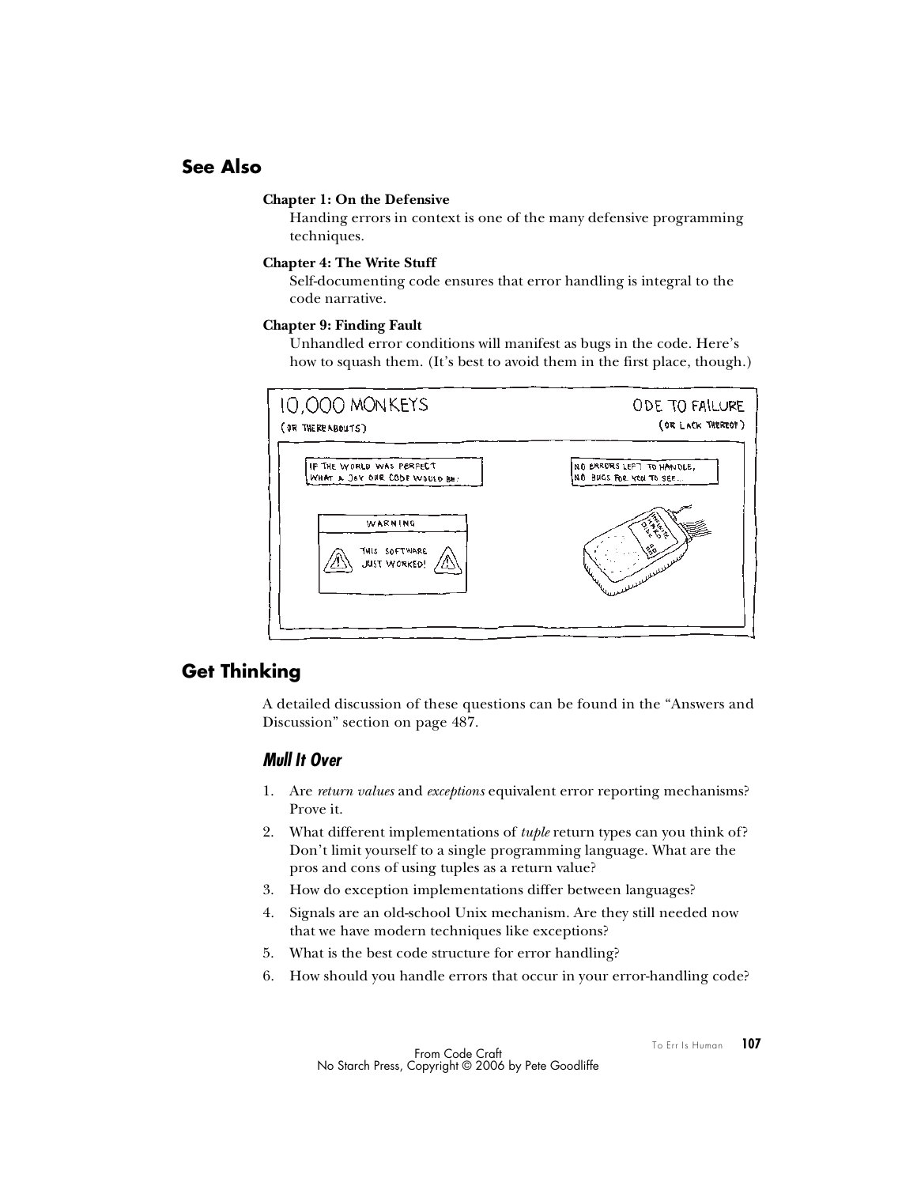## See Also

**Chapter 1: On the Defensive**
Handing errors in context is one of the many defensive programming techniques.

**Chapter 4: The Write Stuff**
Self-documenting code ensures that error handling is integral to the code narrative.

**Chapter 9: Finding Fault**
Unhandled error conditions will manifest as bugs in the code. Here's how to squash them. (It's best to avoid them in the first place, though.)

## Get Thinking

A detailed discussion of these questions can be found in the "Answers and Discussion" section on page 487.

### *Mull It Over*

1. Are *return values* and *exceptions* equivalent error reporting mechanisms? Prove it.
2. What different implementations of *tuple* return types can you think of? Don't limit yourself to a single programming language. What are the pros and cons of using tuples as a return value?
3. How do exception implementations differ between languages?
4. Signals are an old-school Unix mechanism. Are they still needed now that we have modern techniques like exceptions?
5. What is the best code structure for error handling?
6. How should you handle errors that occur in your error-handling code?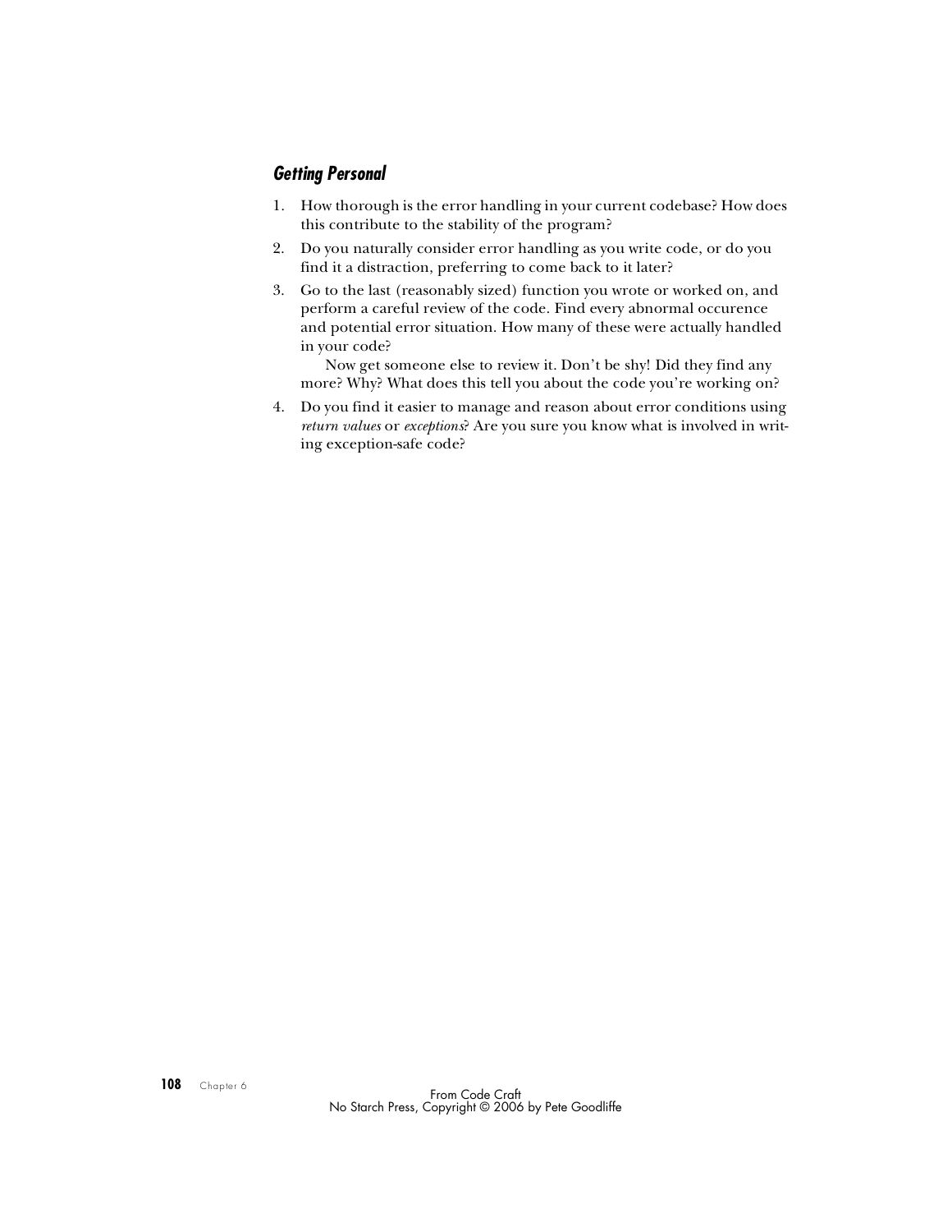### *Getting Personal*

1. How thorough is the error handling in your current codebase? How does this contribute to the stability of the program?
2. Do you naturally consider error handling as you write code, or do you find it a distraction, preferring to come back to it later?
3. Go to the last (reasonably sized) function you wrote or worked on, and perform a careful review of the code. Find every abnormal occurence and potential error situation. How many of these were actually handled in your code?

   Now get someone else to review it. Don't be shy! Did they find any more? Why? What does this tell you about the code you're working on?
4. Do you find it easier to manage and reason about error conditions using *return values* or *exceptions*? Are you sure you know what is involved in writing exception-safe code?

From Code Craft
No Starch Press, Copyright © 2006 by Pete Goodliffe